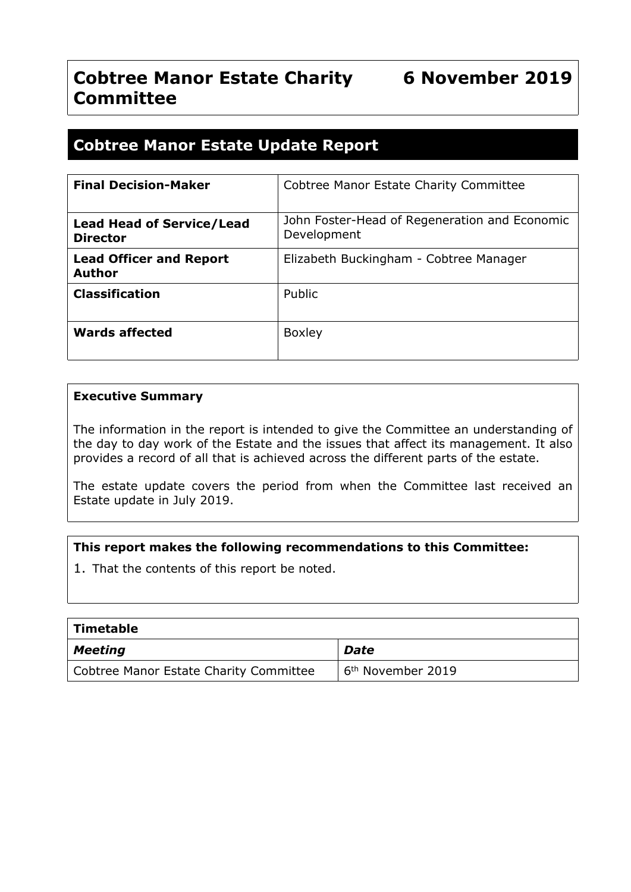# Cobtree Manor Estate Charity Committee

**6 November 2019**

## Cobtree Manor Estate Update Report

| **Final Decision-Maker** | Cobtree Manor Estate Charity Committee |
|---|---|
| **Lead Head of Service/Lead Director** | John Foster-Head of Regeneration and Economic Development |
| **Lead Officer and Report Author** | Elizabeth Buckingham - Cobtree Manager |
| **Classification** | Public |
| **Wards affected** | Boxley |

### Executive Summary

The information in the report is intended to give the Committee an understanding of the day to day work of the Estate and the issues that affect its management. It also provides a record of all that is achieved across the different parts of the estate.

The estate update covers the period from when the Committee last received an Estate update in July 2019.

### This report makes the following recommendations to this Committee:

1. That the contents of this report be noted.

| **Timetable** | |
|---|---|
| ***Meeting*** | ***Date*** |
| Cobtree Manor Estate Charity Committee | 6th November 2019 |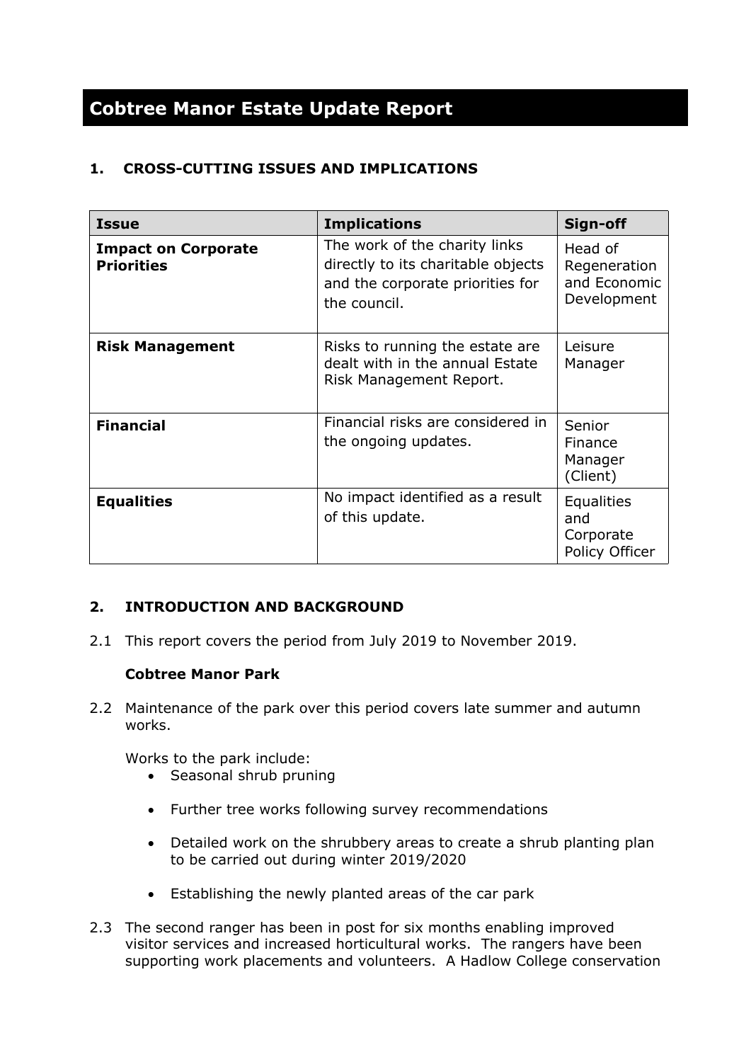# Cobtree Manor Estate Update Report

## 1. CROSS-CUTTING ISSUES AND IMPLICATIONS

| Issue | Implications | Sign-off |
|---|---|---|
| **Impact on Corporate Priorities** | The work of the charity links directly to its charitable objects and the corporate priorities for the council. | Head of Regeneration and Economic Development |
| **Risk Management** | Risks to running the estate are dealt with in the annual Estate Risk Management Report. | Leisure Manager |
| **Financial** | Financial risks are considered in the ongoing updates. | Senior Finance Manager (Client) |
| **Equalities** | No impact identified as a result of this update. | Equalities and Corporate Policy Officer |

## 2. INTRODUCTION AND BACKGROUND

2.1 This report covers the period from July 2019 to November 2019.

**Cobtree Manor Park**

2.2 Maintenance of the park over this period covers late summer and autumn works.

Works to the park include:

- Seasonal shrub pruning
- Further tree works following survey recommendations
- Detailed work on the shrubbery areas to create a shrub planting plan to be carried out during winter 2019/2020
- Establishing the newly planted areas of the car park

2.3 The second ranger has been in post for six months enabling improved visitor services and increased horticultural works. The rangers have been supporting work placements and volunteers. A Hadlow College conservation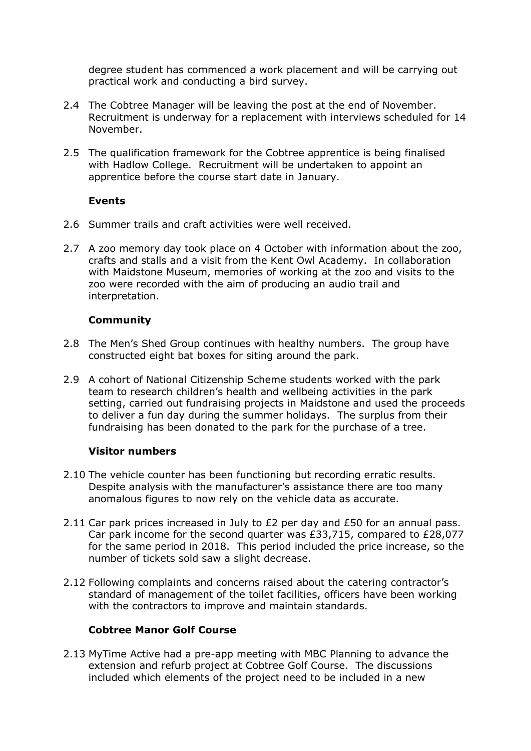degree student has commenced a work placement and will be carrying out practical work and conducting a bird survey.

2.4 The Cobtree Manager will be leaving the post at the end of November. Recruitment is underway for a replacement with interviews scheduled for 14 November.

2.5 The qualification framework for the Cobtree apprentice is being finalised with Hadlow College. Recruitment will be undertaken to appoint an apprentice before the course start date in January.

**Events**

2.6 Summer trails and craft activities were well received.

2.7 A zoo memory day took place on 4 October with information about the zoo, crafts and stalls and a visit from the Kent Owl Academy. In collaboration with Maidstone Museum, memories of working at the zoo and visits to the zoo were recorded with the aim of producing an audio trail and interpretation.

**Community**

2.8 The Men's Shed Group continues with healthy numbers. The group have constructed eight bat boxes for siting around the park.

2.9 A cohort of National Citizenship Scheme students worked with the park team to research children's health and wellbeing activities in the park setting, carried out fundraising projects in Maidstone and used the proceeds to deliver a fun day during the summer holidays. The surplus from their fundraising has been donated to the park for the purchase of a tree.

**Visitor numbers**

2.10 The vehicle counter has been functioning but recording erratic results. Despite analysis with the manufacturer's assistance there are too many anomalous figures to now rely on the vehicle data as accurate.

2.11 Car park prices increased in July to £2 per day and £50 for an annual pass. Car park income for the second quarter was £33,715, compared to £28,077 for the same period in 2018. This period included the price increase, so the number of tickets sold saw a slight decrease.

2.12 Following complaints and concerns raised about the catering contractor's standard of management of the toilet facilities, officers have been working with the contractors to improve and maintain standards.

**Cobtree Manor Golf Course**

2.13 MyTime Active had a pre-app meeting with MBC Planning to advance the extension and refurb project at Cobtree Golf Course. The discussions included which elements of the project need to be included in a new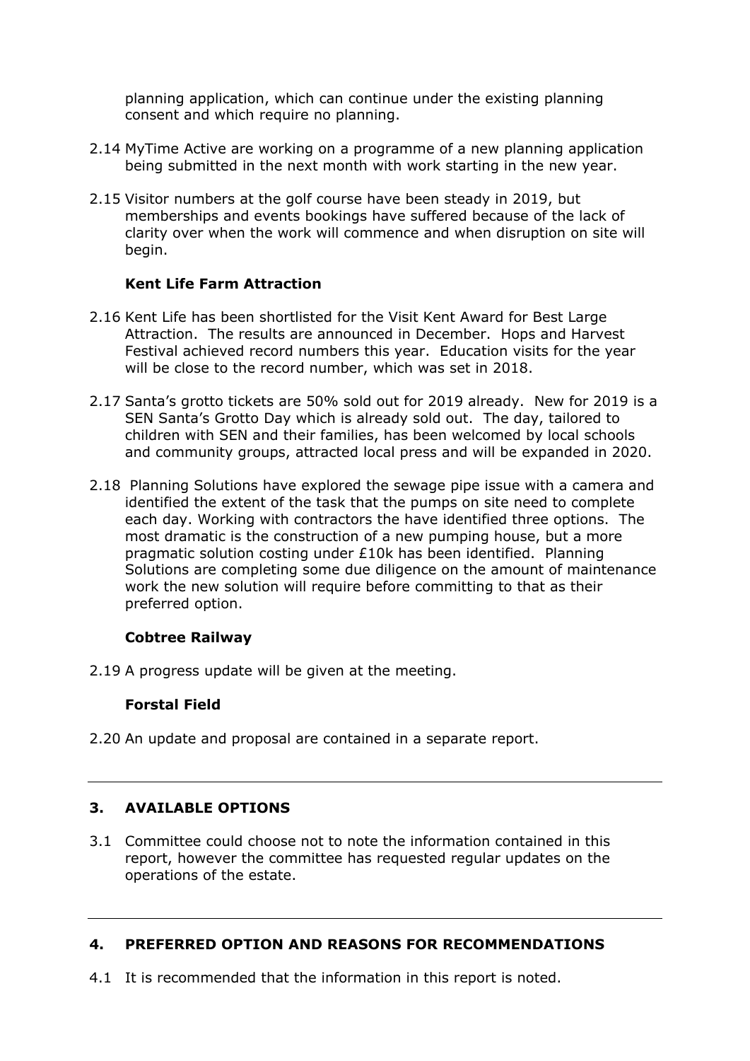planning application, which can continue under the existing planning consent and which require no planning.

2.14 MyTime Active are working on a programme of a new planning application being submitted in the next month with work starting in the new year.

2.15 Visitor numbers at the golf course have been steady in 2019, but memberships and events bookings have suffered because of the lack of clarity over when the work will commence and when disruption on site will begin.

**Kent Life Farm Attraction**

2.16 Kent Life has been shortlisted for the Visit Kent Award for Best Large Attraction. The results are announced in December. Hops and Harvest Festival achieved record numbers this year. Education visits for the year will be close to the record number, which was set in 2018.

2.17 Santa's grotto tickets are 50% sold out for 2019 already. New for 2019 is a SEN Santa's Grotto Day which is already sold out. The day, tailored to children with SEN and their families, has been welcomed by local schools and community groups, attracted local press and will be expanded in 2020.

2.18 Planning Solutions have explored the sewage pipe issue with a camera and identified the extent of the task that the pumps on site need to complete each day. Working with contractors the have identified three options. The most dramatic is the construction of a new pumping house, but a more pragmatic solution costing under £10k has been identified. Planning Solutions are completing some due diligence on the amount of maintenance work the new solution will require before committing to that as their preferred option.

**Cobtree Railway**

2.19 A progress update will be given at the meeting.

**Forstal Field**

2.20 An update and proposal are contained in a separate report.

---

## 3. AVAILABLE OPTIONS

3.1 Committee could choose not to note the information contained in this report, however the committee has requested regular updates on the operations of the estate.

---

## 4. PREFERRED OPTION AND REASONS FOR RECOMMENDATIONS

4.1 It is recommended that the information in this report is noted.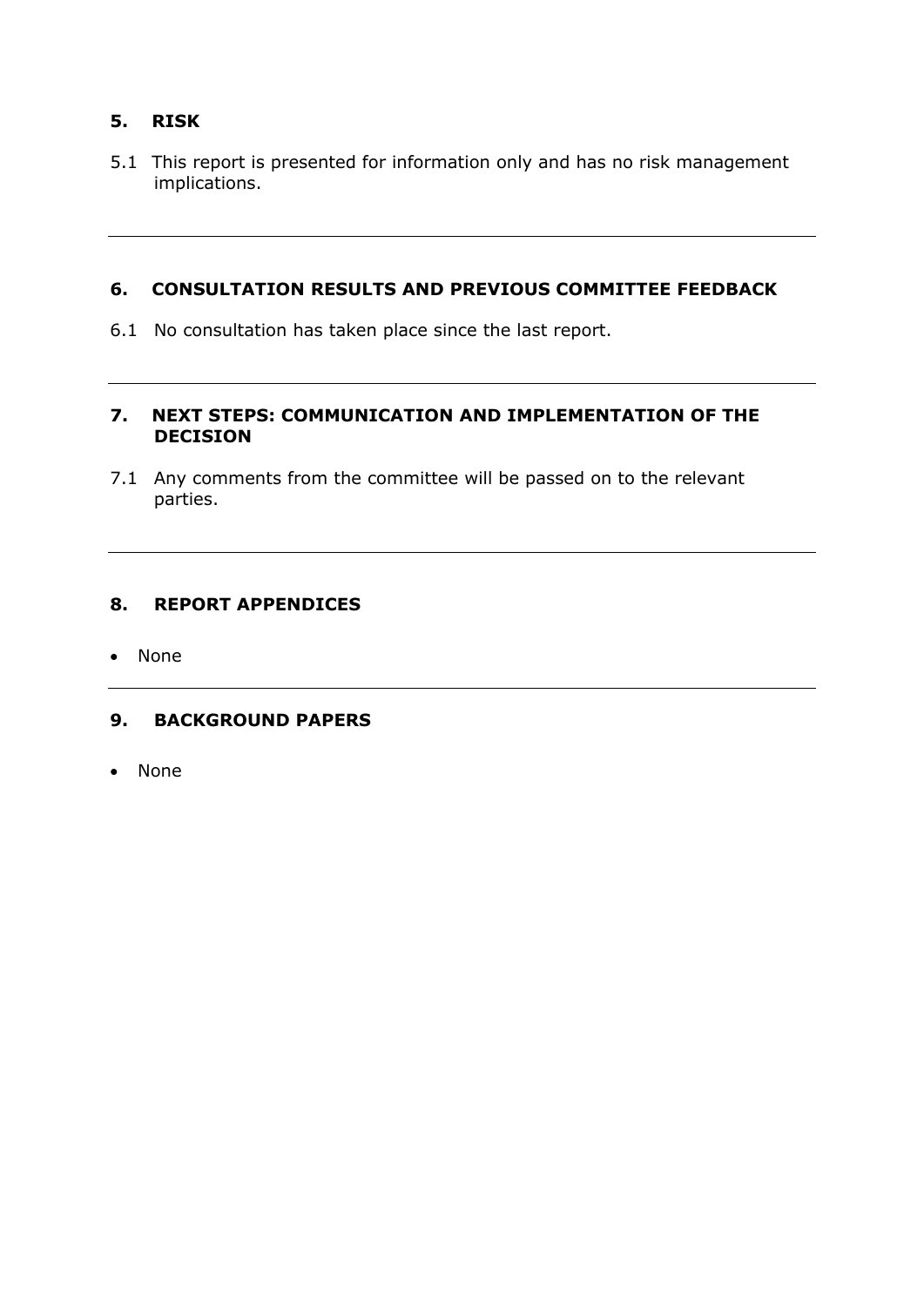## 5. RISK

5.1 This report is presented for information only and has no risk management implications.

---

## 6. CONSULTATION RESULTS AND PREVIOUS COMMITTEE FEEDBACK

6.1 No consultation has taken place since the last report.

---

## 7. NEXT STEPS: COMMUNICATION AND IMPLEMENTATION OF THE DECISION

7.1 Any comments from the committee will be passed on to the relevant parties.

---

## 8. REPORT APPENDICES

- None

---

## 9. BACKGROUND PAPERS

- None